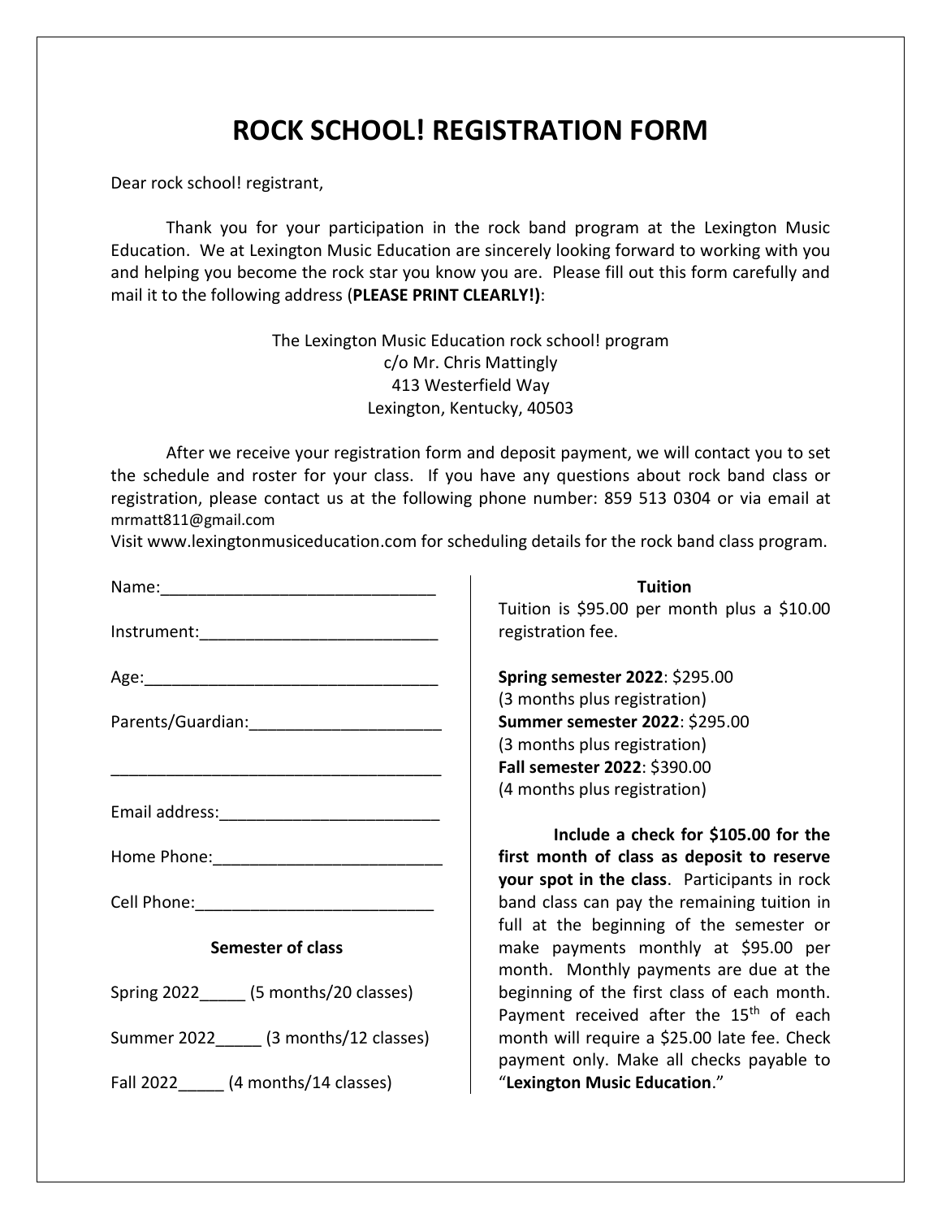# ROCK SCHOOL! REGISTRATION FORM

Dear rock school! registrant,

Thank you for your participation in the rock band program at the Lexington Music Education. We at Lexington Music Education are sincerely looking forward to working with you and helping you become the rock star you know you are. Please fill out this form carefully and mail it to the following address (**PLEASE PRINT CLEARLY!)**:

The Lexington Music Education rock school! program
c/o Mr. Chris Mattingly
413 Westerfield Way
Lexington, Kentucky, 40503

After we receive your registration form and deposit payment, we will contact you to set the schedule and roster for your class. If you have any questions about rock band class or registration, please contact us at the following phone number: 859 513 0304 or via email at mrmatt811@gmail.com
Visit www.lexingtonmusiceducation.com for scheduling details for the rock band class program.

Name:______________________________

Instrument:__________________________

Age:________________________________

Parents/Guardian:_____________________

____________________________________

Email address:________________________

Home Phone:_________________________

Cell Phone:__________________________

**Semester of class**

Spring 2022_____ (5 months/20 classes)

Summer 2022_____ (3 months/12 classes)

Fall 2022_____ (4 months/14 classes)

**Tuition**

Tuition is $95.00 per month plus a $10.00 registration fee.

**Spring semester 2022**: $295.00
(3 months plus registration)
**Summer semester 2022**: $295.00
(3 months plus registration)
**Fall semester 2022**: $390.00
(4 months plus registration)

**Include a check for $105.00 for the first month of class as deposit to reserve your spot in the class**. Participants in rock band class can pay the remaining tuition in full at the beginning of the semester or make payments monthly at $95.00 per month. Monthly payments are due at the beginning of the first class of each month. Payment received after the 15th of each month will require a $25.00 late fee. Check payment only. Make all checks payable to "**Lexington Music Education**."